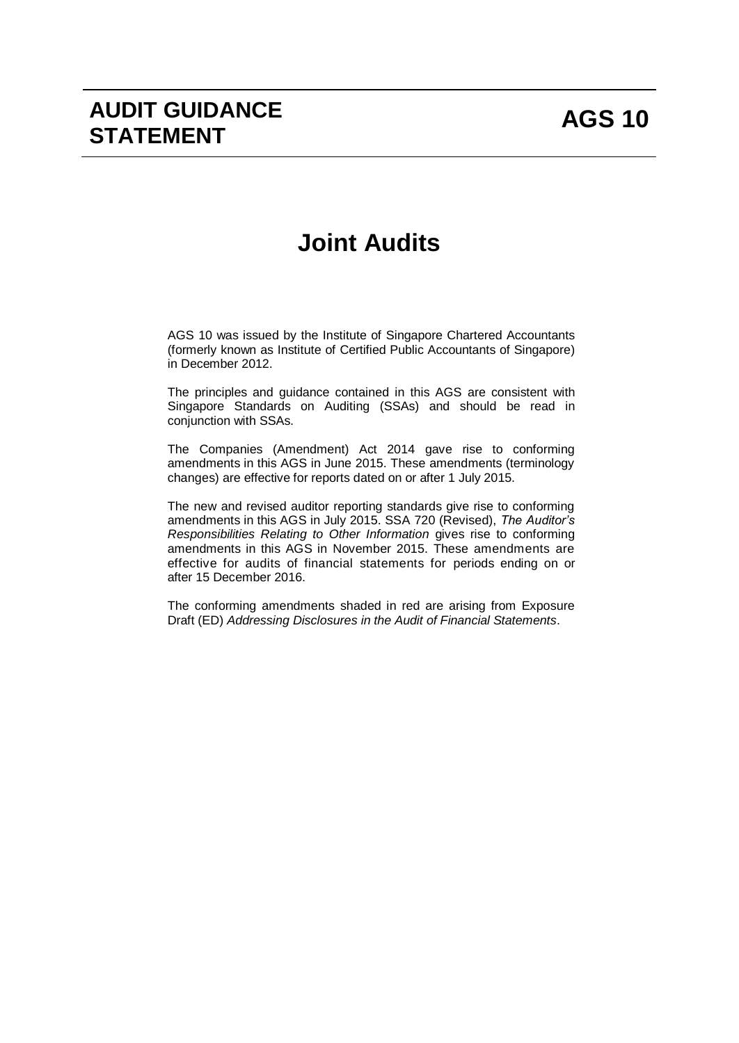# AUDIT GUIDANCE STATEMENT

# AGS 10

# Joint Audits

AGS 10 was issued by the Institute of Singapore Chartered Accountants (formerly known as Institute of Certified Public Accountants of Singapore) in December 2012.

The principles and guidance contained in this AGS are consistent with Singapore Standards on Auditing (SSAs) and should be read in conjunction with SSAs.

The Companies (Amendment) Act 2014 gave rise to conforming amendments in this AGS in June 2015. These amendments (terminology changes) are effective for reports dated on or after 1 July 2015.

The new and revised auditor reporting standards give rise to conforming amendments in this AGS in July 2015. SSA 720 (Revised), *The Auditor's Responsibilities Relating to Other Information* gives rise to conforming amendments in this AGS in November 2015. These amendments are effective for audits of financial statements for periods ending on or after 15 December 2016.

The conforming amendments shaded in red are arising from Exposure Draft (ED) *Addressing Disclosures in the Audit of Financial Statements*.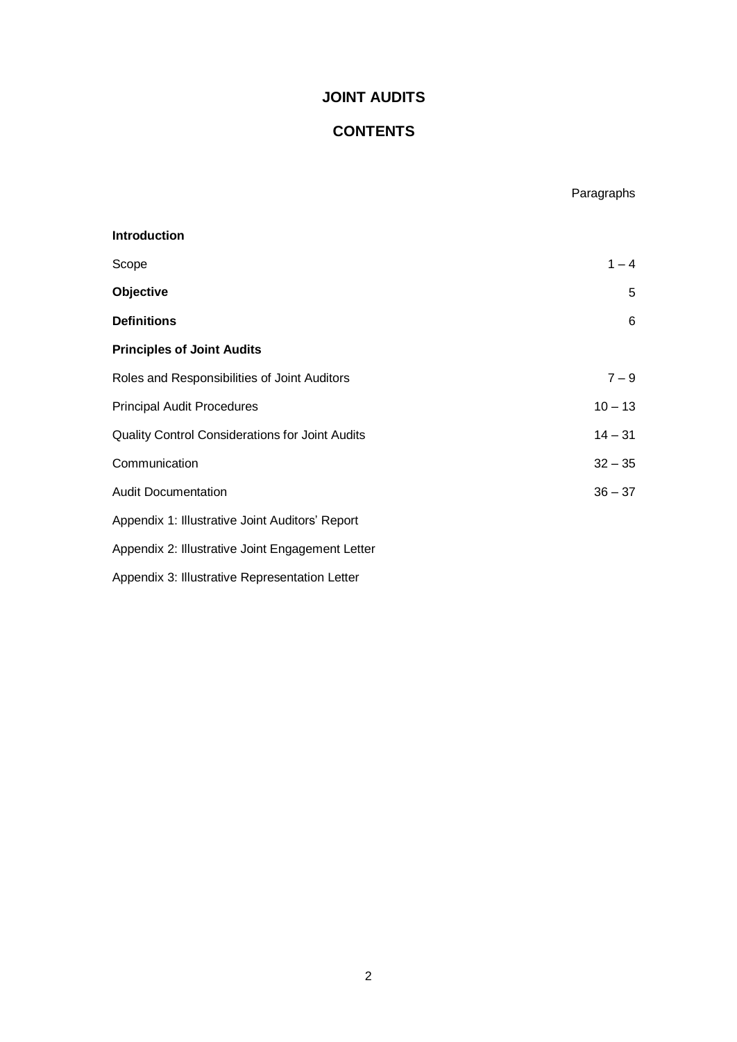# JOINT AUDITS

## CONTENTS

| | Paragraphs |
|---|---|
| **Introduction** | |
| Scope | 1 – 4 |
| **Objective** | 5 |
| **Definitions** | 6 |
| **Principles of Joint Audits** | |
| Roles and Responsibilities of Joint Auditors | 7 – 9 |
| Principal Audit Procedures | 10 – 13 |
| Quality Control Considerations for Joint Audits | 14 – 31 |
| Communication | 32 – 35 |
| Audit Documentation | 36 – 37 |
| Appendix 1: Illustrative Joint Auditors' Report | |
| Appendix 2: Illustrative Joint Engagement Letter | |
| Appendix 3: Illustrative Representation Letter | |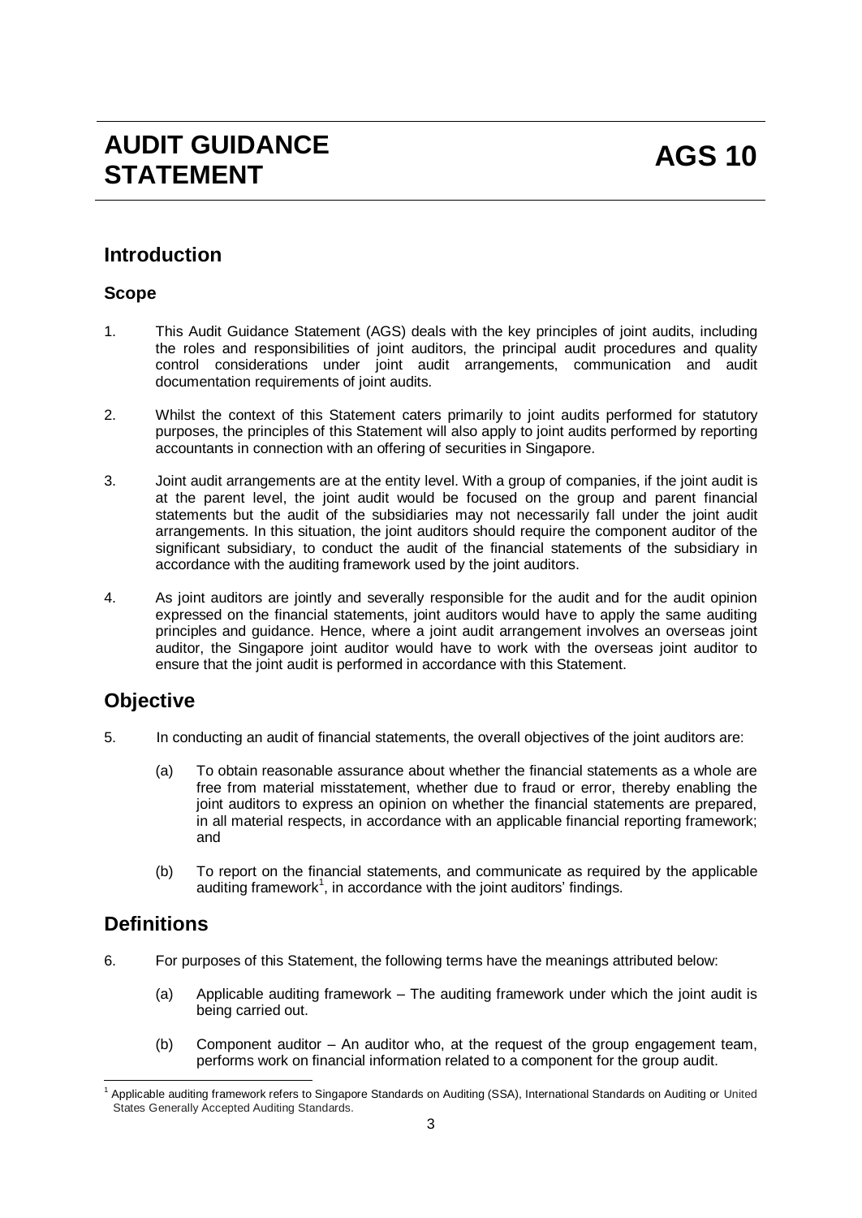# AUDIT GUIDANCE STATEMENT — AGS 10

## Introduction

### Scope

1. This Audit Guidance Statement (AGS) deals with the key principles of joint audits, including the roles and responsibilities of joint auditors, the principal audit procedures and quality control considerations under joint audit arrangements, communication and audit documentation requirements of joint audits.

2. Whilst the context of this Statement caters primarily to joint audits performed for statutory purposes, the principles of this Statement will also apply to joint audits performed by reporting accountants in connection with an offering of securities in Singapore.

3. Joint audit arrangements are at the entity level. With a group of companies, if the joint audit is at the parent level, the joint audit would be focused on the group and parent financial statements but the audit of the subsidiaries may not necessarily fall under the joint audit arrangements. In this situation, the joint auditors should require the component auditor of the significant subsidiary, to conduct the audit of the financial statements of the subsidiary in accordance with the auditing framework used by the joint auditors.

4. As joint auditors are jointly and severally responsible for the audit and for the audit opinion expressed on the financial statements, joint auditors would have to apply the same auditing principles and guidance. Hence, where a joint audit arrangement involves an overseas joint auditor, the Singapore joint auditor would have to work with the overseas joint auditor to ensure that the joint audit is performed in accordance with this Statement.

## Objective

5. In conducting an audit of financial statements, the overall objectives of the joint auditors are:

    (a) To obtain reasonable assurance about whether the financial statements as a whole are free from material misstatement, whether due to fraud or error, thereby enabling the joint auditors to express an opinion on whether the financial statements are prepared, in all material respects, in accordance with an applicable financial reporting framework; and

    (b) To report on the financial statements, and communicate as required by the applicable auditing framework[1], in accordance with the joint auditors' findings.

## Definitions

6. For purposes of this Statement, the following terms have the meanings attributed below:

    (a) Applicable auditing framework – The auditing framework under which the joint audit is being carried out.

    (b) Component auditor – An auditor who, at the request of the group engagement team, performs work on financial information related to a component for the group audit.

---

[1] Applicable auditing framework refers to Singapore Standards on Auditing (SSA), International Standards on Auditing or United States Generally Accepted Auditing Standards.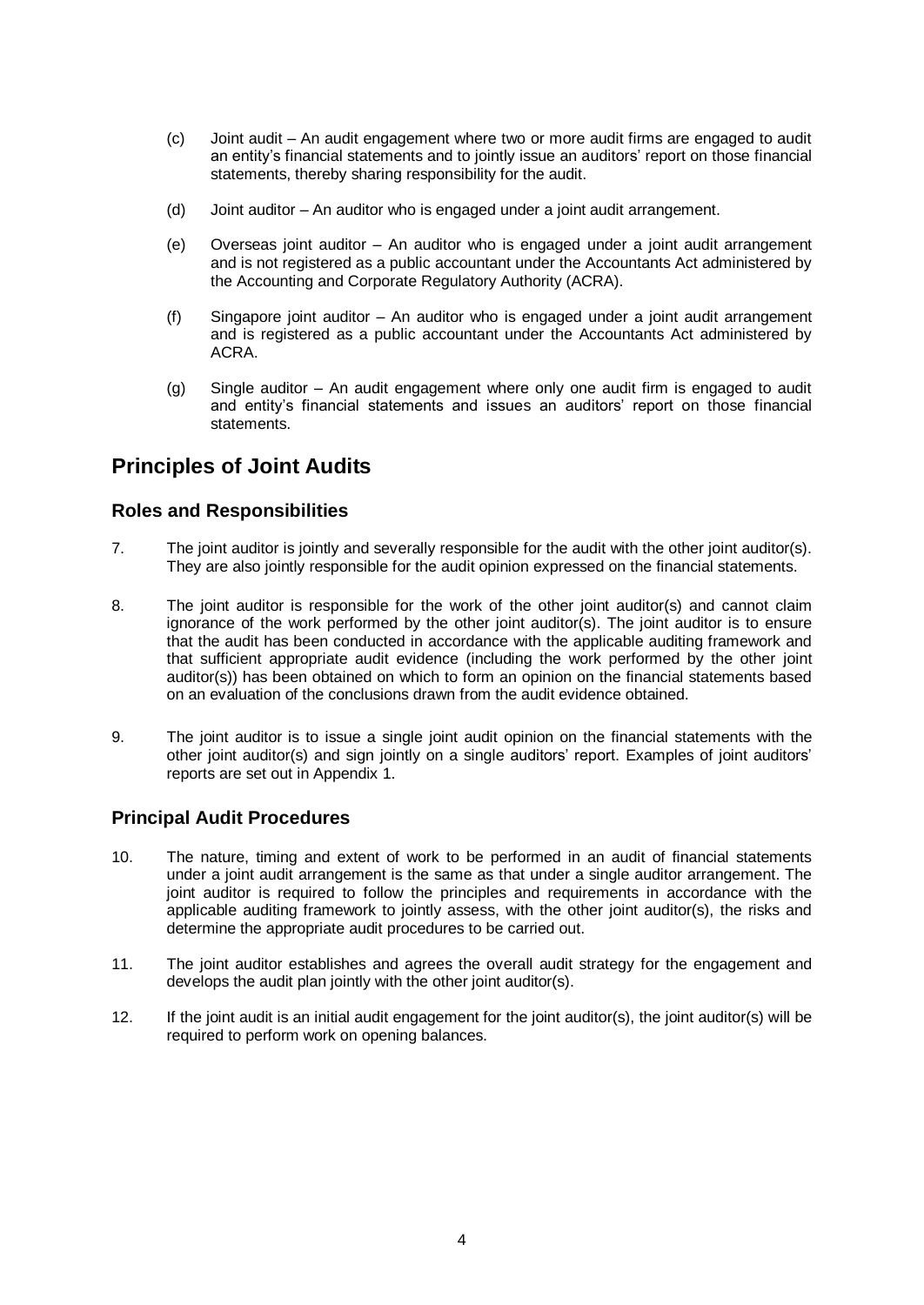(c) Joint audit – An audit engagement where two or more audit firms are engaged to audit an entity's financial statements and to jointly issue an auditors' report on those financial statements, thereby sharing responsibility for the audit.

(d) Joint auditor – An auditor who is engaged under a joint audit arrangement.

(e) Overseas joint auditor – An auditor who is engaged under a joint audit arrangement and is not registered as a public accountant under the Accountants Act administered by the Accounting and Corporate Regulatory Authority (ACRA).

(f) Singapore joint auditor – An auditor who is engaged under a joint audit arrangement and is registered as a public accountant under the Accountants Act administered by ACRA.

(g) Single auditor – An audit engagement where only one audit firm is engaged to audit and entity's financial statements and issues an auditors' report on those financial statements.

## Principles of Joint Audits

### Roles and Responsibilities

7. The joint auditor is jointly and severally responsible for the audit with the other joint auditor(s). They are also jointly responsible for the audit opinion expressed on the financial statements.

8. The joint auditor is responsible for the work of the other joint auditor(s) and cannot claim ignorance of the work performed by the other joint auditor(s). The joint auditor is to ensure that the audit has been conducted in accordance with the applicable auditing framework and that sufficient appropriate audit evidence (including the work performed by the other joint auditor(s)) has been obtained on which to form an opinion on the financial statements based on an evaluation of the conclusions drawn from the audit evidence obtained.

9. The joint auditor is to issue a single joint audit opinion on the financial statements with the other joint auditor(s) and sign jointly on a single auditors' report. Examples of joint auditors' reports are set out in Appendix 1.

### Principal Audit Procedures

10. The nature, timing and extent of work to be performed in an audit of financial statements under a joint audit arrangement is the same as that under a single auditor arrangement. The joint auditor is required to follow the principles and requirements in accordance with the applicable auditing framework to jointly assess, with the other joint auditor(s), the risks and determine the appropriate audit procedures to be carried out.

11. The joint auditor establishes and agrees the overall audit strategy for the engagement and develops the audit plan jointly with the other joint auditor(s).

12. If the joint audit is an initial audit engagement for the joint auditor(s), the joint auditor(s) will be required to perform work on opening balances.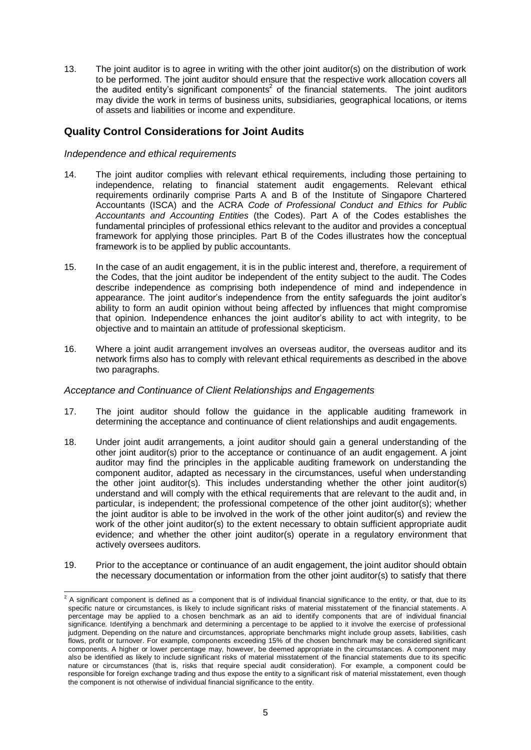13. The joint auditor is to agree in writing with the other joint auditor(s) on the distribution of work to be performed. The joint auditor should ensure that the respective work allocation covers all the audited entity's significant components[2] of the financial statements. The joint auditors may divide the work in terms of business units, subsidiaries, geographical locations, or items of assets and liabilities or income and expenditure.

## Quality Control Considerations for Joint Audits

*Independence and ethical requirements*

14. The joint auditor complies with relevant ethical requirements, including those pertaining to independence, relating to financial statement audit engagements. Relevant ethical requirements ordinarily comprise Parts A and B of the Institute of Singapore Chartered Accountants (ISCA) and the ACRA *Code of Professional Conduct and Ethics for Public Accountants and Accounting Entities* (the Codes). Part A of the Codes establishes the fundamental principles of professional ethics relevant to the auditor and provides a conceptual framework for applying those principles. Part B of the Codes illustrates how the conceptual framework is to be applied by public accountants.

15. In the case of an audit engagement, it is in the public interest and, therefore, a requirement of the Codes, that the joint auditor be independent of the entity subject to the audit. The Codes describe independence as comprising both independence of mind and independence in appearance. The joint auditor's independence from the entity safeguards the joint auditor's ability to form an audit opinion without being affected by influences that might compromise that opinion. Independence enhances the joint auditor's ability to act with integrity, to be objective and to maintain an attitude of professional skepticism.

16. Where a joint audit arrangement involves an overseas auditor, the overseas auditor and its network firms also has to comply with relevant ethical requirements as described in the above two paragraphs.

*Acceptance and Continuance of Client Relationships and Engagements*

17. The joint auditor should follow the guidance in the applicable auditing framework in determining the acceptance and continuance of client relationships and audit engagements.

18. Under joint audit arrangements, a joint auditor should gain a general understanding of the other joint auditor(s) prior to the acceptance or continuance of an audit engagement. A joint auditor may find the principles in the applicable auditing framework on understanding the component auditor, adapted as necessary in the circumstances, useful when understanding the other joint auditor(s). This includes understanding whether the other joint auditor(s) understand and will comply with the ethical requirements that are relevant to the audit and, in particular, is independent; the professional competence of the other joint auditor(s); whether the joint auditor is able to be involved in the work of the other joint auditor(s) and review the work of the other joint auditor(s) to the extent necessary to obtain sufficient appropriate audit evidence; and whether the other joint auditor(s) operate in a regulatory environment that actively oversees auditors.

19. Prior to the acceptance or continuance of an audit engagement, the joint auditor should obtain the necessary documentation or information from the other joint auditor(s) to satisfy that there

---

[2] A significant component is defined as a component that is of individual financial significance to the entity, or that, due to its specific nature or circumstances, is likely to include significant risks of material misstatement of the financial statements. A percentage may be applied to a chosen benchmark as an aid to identify components that are of individual financial significance. Identifying a benchmark and determining a percentage to be applied to it involve the exercise of professional judgment. Depending on the nature and circumstances, appropriate benchmarks might include group assets, liabilities, cash flows, profit or turnover. For example, components exceeding 15% of the chosen benchmark may be considered significant components. A higher or lower percentage may, however, be deemed appropriate in the circumstances. A component may also be identified as likely to include significant risks of material misstatement of the financial statements due to its specific nature or circumstances (that is, risks that require special audit consideration). For example, a component could be responsible for foreign exchange trading and thus expose the entity to a significant risk of material misstatement, even though the component is not otherwise of individual financial significance to the entity.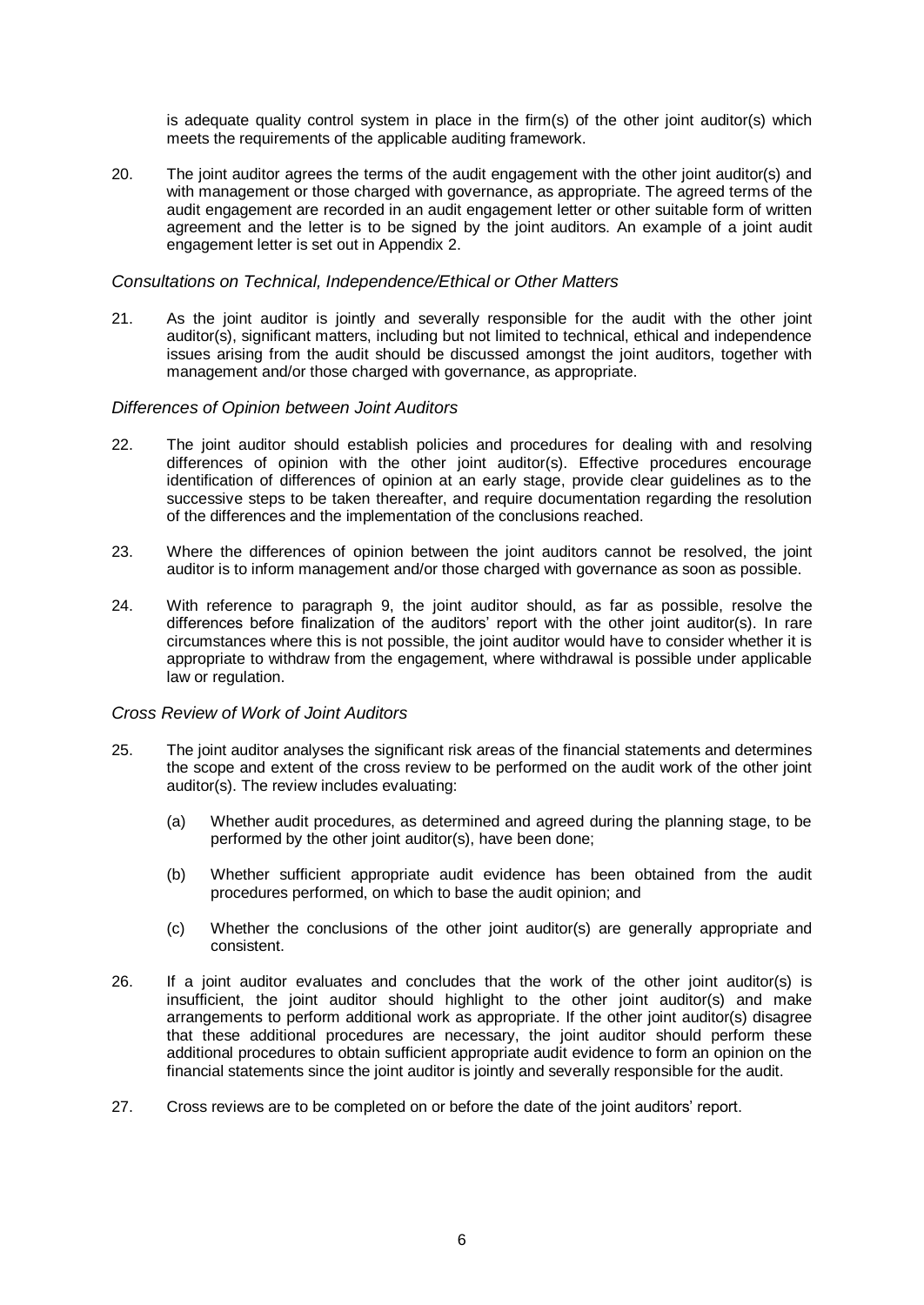is adequate quality control system in place in the firm(s) of the other joint auditor(s) which meets the requirements of the applicable auditing framework.

20. The joint auditor agrees the terms of the audit engagement with the other joint auditor(s) and with management or those charged with governance, as appropriate. The agreed terms of the audit engagement are recorded in an audit engagement letter or other suitable form of written agreement and the letter is to be signed by the joint auditors. An example of a joint audit engagement letter is set out in Appendix 2.

*Consultations on Technical, Independence/Ethical or Other Matters*

21. As the joint auditor is jointly and severally responsible for the audit with the other joint auditor(s), significant matters, including but not limited to technical, ethical and independence issues arising from the audit should be discussed amongst the joint auditors, together with management and/or those charged with governance, as appropriate.

*Differences of Opinion between Joint Auditors*

22. The joint auditor should establish policies and procedures for dealing with and resolving differences of opinion with the other joint auditor(s). Effective procedures encourage identification of differences of opinion at an early stage, provide clear guidelines as to the successive steps to be taken thereafter, and require documentation regarding the resolution of the differences and the implementation of the conclusions reached.

23. Where the differences of opinion between the joint auditors cannot be resolved, the joint auditor is to inform management and/or those charged with governance as soon as possible.

24. With reference to paragraph 9, the joint auditor should, as far as possible, resolve the differences before finalization of the auditors' report with the other joint auditor(s). In rare circumstances where this is not possible, the joint auditor would have to consider whether it is appropriate to withdraw from the engagement, where withdrawal is possible under applicable law or regulation.

*Cross Review of Work of Joint Auditors*

25. The joint auditor analyses the significant risk areas of the financial statements and determines the scope and extent of the cross review to be performed on the audit work of the other joint auditor(s). The review includes evaluating:

    (a) Whether audit procedures, as determined and agreed during the planning stage, to be performed by the other joint auditor(s), have been done;

    (b) Whether sufficient appropriate audit evidence has been obtained from the audit procedures performed, on which to base the audit opinion; and

    (c) Whether the conclusions of the other joint auditor(s) are generally appropriate and consistent.

26. If a joint auditor evaluates and concludes that the work of the other joint auditor(s) is insufficient, the joint auditor should highlight to the other joint auditor(s) and make arrangements to perform additional work as appropriate. If the other joint auditor(s) disagree that these additional procedures are necessary, the joint auditor should perform these additional procedures to obtain sufficient appropriate audit evidence to form an opinion on the financial statements since the joint auditor is jointly and severally responsible for the audit.

27. Cross reviews are to be completed on or before the date of the joint auditors' report.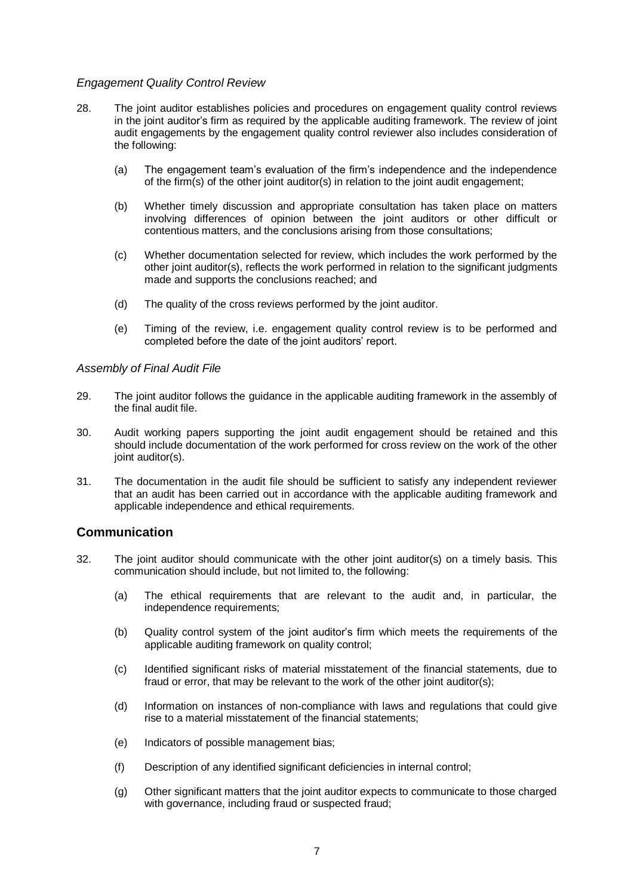*Engagement Quality Control Review*

28. The joint auditor establishes policies and procedures on engagement quality control reviews in the joint auditor's firm as required by the applicable auditing framework. The review of joint audit engagements by the engagement quality control reviewer also includes consideration of the following:

    (a) The engagement team's evaluation of the firm's independence and the independence of the firm(s) of the other joint auditor(s) in relation to the joint audit engagement;

    (b) Whether timely discussion and appropriate consultation has taken place on matters involving differences of opinion between the joint auditors or other difficult or contentious matters, and the conclusions arising from those consultations;

    (c) Whether documentation selected for review, which includes the work performed by the other joint auditor(s), reflects the work performed in relation to the significant judgments made and supports the conclusions reached; and

    (d) The quality of the cross reviews performed by the joint auditor.

    (e) Timing of the review, i.e. engagement quality control review is to be performed and completed before the date of the joint auditors' report.

*Assembly of Final Audit File*

29. The joint auditor follows the guidance in the applicable auditing framework in the assembly of the final audit file.

30. Audit working papers supporting the joint audit engagement should be retained and this should include documentation of the work performed for cross review on the work of the other joint auditor(s).

31. The documentation in the audit file should be sufficient to satisfy any independent reviewer that an audit has been carried out in accordance with the applicable auditing framework and applicable independence and ethical requirements.

## Communication

32. The joint auditor should communicate with the other joint auditor(s) on a timely basis. This communication should include, but not limited to, the following:

    (a) The ethical requirements that are relevant to the audit and, in particular, the independence requirements;

    (b) Quality control system of the joint auditor's firm which meets the requirements of the applicable auditing framework on quality control;

    (c) Identified significant risks of material misstatement of the financial statements, due to fraud or error, that may be relevant to the work of the other joint auditor(s);

    (d) Information on instances of non-compliance with laws and regulations that could give rise to a material misstatement of the financial statements;

    (e) Indicators of possible management bias;

    (f) Description of any identified significant deficiencies in internal control;

    (g) Other significant matters that the joint auditor expects to communicate to those charged with governance, including fraud or suspected fraud;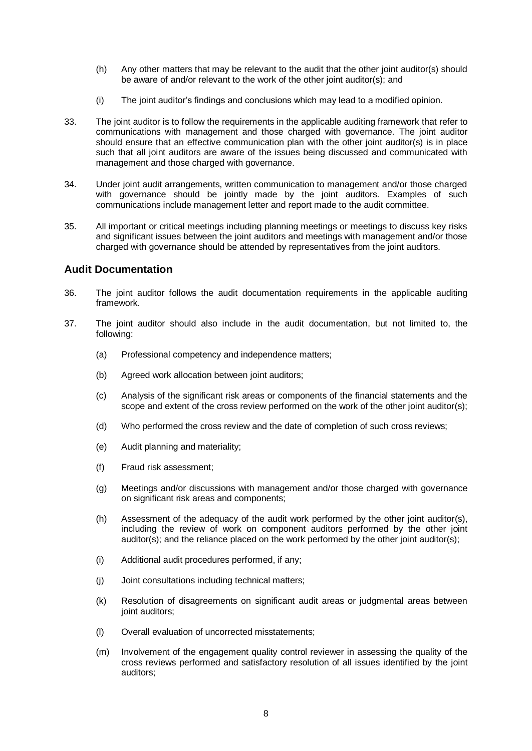(h) Any other matters that may be relevant to the audit that the other joint auditor(s) should be aware of and/or relevant to the work of the other joint auditor(s); and

(i) The joint auditor's findings and conclusions which may lead to a modified opinion.

33. The joint auditor is to follow the requirements in the applicable auditing framework that refer to communications with management and those charged with governance. The joint auditor should ensure that an effective communication plan with the other joint auditor(s) is in place such that all joint auditors are aware of the issues being discussed and communicated with management and those charged with governance.

34. Under joint audit arrangements, written communication to management and/or those charged with governance should be jointly made by the joint auditors. Examples of such communications include management letter and report made to the audit committee.

35. All important or critical meetings including planning meetings or meetings to discuss key risks and significant issues between the joint auditors and meetings with management and/or those charged with governance should be attended by representatives from the joint auditors.

## Audit Documentation

36. The joint auditor follows the audit documentation requirements in the applicable auditing framework.

37. The joint auditor should also include in the audit documentation, but not limited to, the following:

(a) Professional competency and independence matters;

(b) Agreed work allocation between joint auditors;

(c) Analysis of the significant risk areas or components of the financial statements and the scope and extent of the cross review performed on the work of the other joint auditor(s);

(d) Who performed the cross review and the date of completion of such cross reviews;

(e) Audit planning and materiality;

(f) Fraud risk assessment;

(g) Meetings and/or discussions with management and/or those charged with governance on significant risk areas and components;

(h) Assessment of the adequacy of the audit work performed by the other joint auditor(s), including the review of work on component auditors performed by the other joint auditor(s); and the reliance placed on the work performed by the other joint auditor(s);

(i) Additional audit procedures performed, if any;

(j) Joint consultations including technical matters;

(k) Resolution of disagreements on significant audit areas or judgmental areas between joint auditors;

(l) Overall evaluation of uncorrected misstatements;

(m) Involvement of the engagement quality control reviewer in assessing the quality of the cross reviews performed and satisfactory resolution of all issues identified by the joint auditors;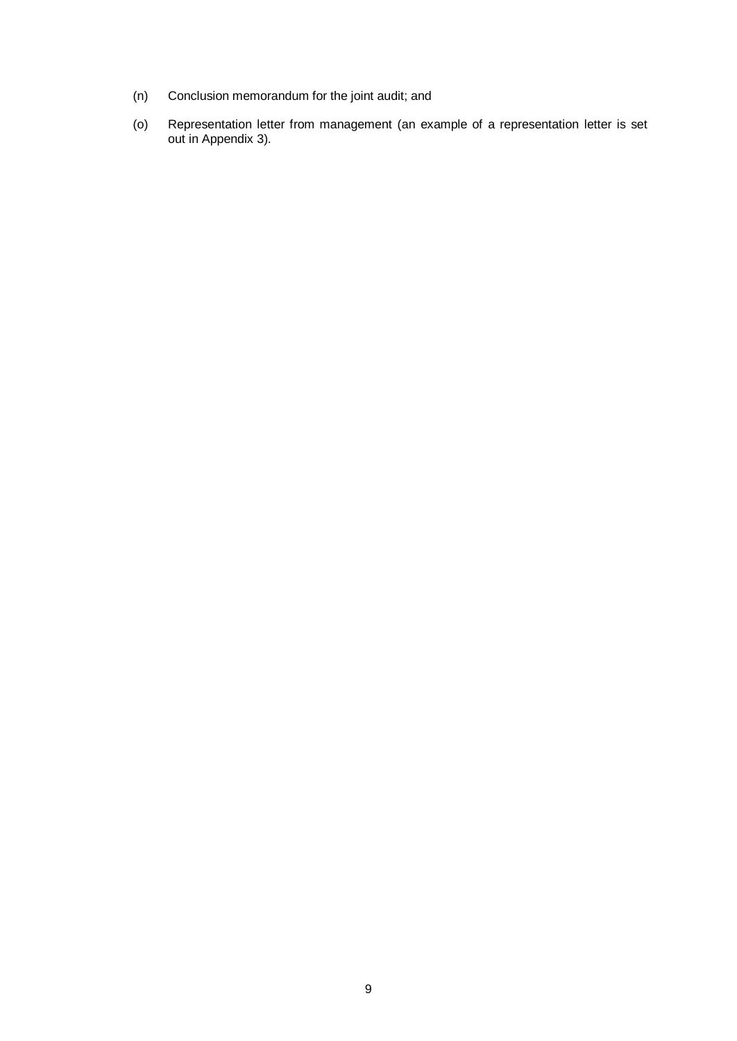(n) Conclusion memorandum for the joint audit; and

(o) Representation letter from management (an example of a representation letter is set out in Appendix 3).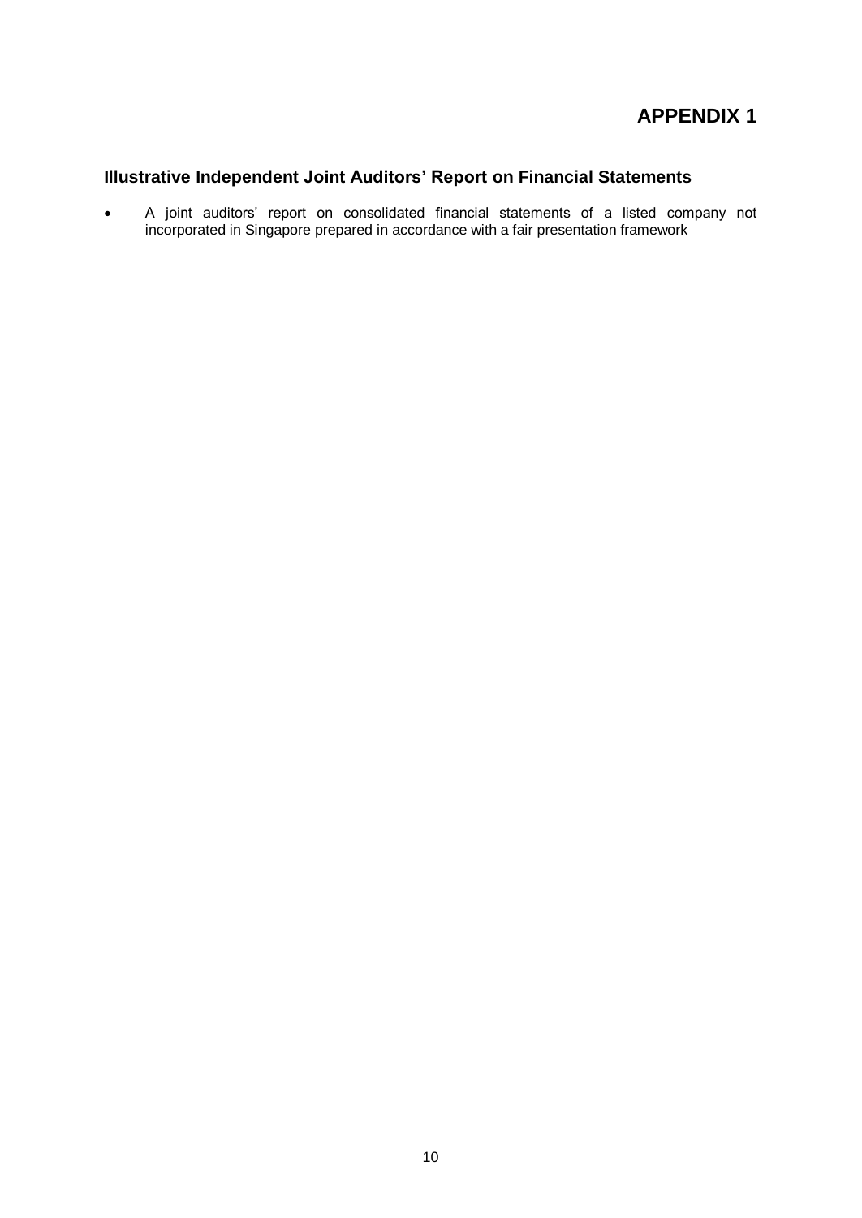# APPENDIX 1

## Illustrative Independent Joint Auditors' Report on Financial Statements

- A joint auditors' report on consolidated financial statements of a listed company not incorporated in Singapore prepared in accordance with a fair presentation framework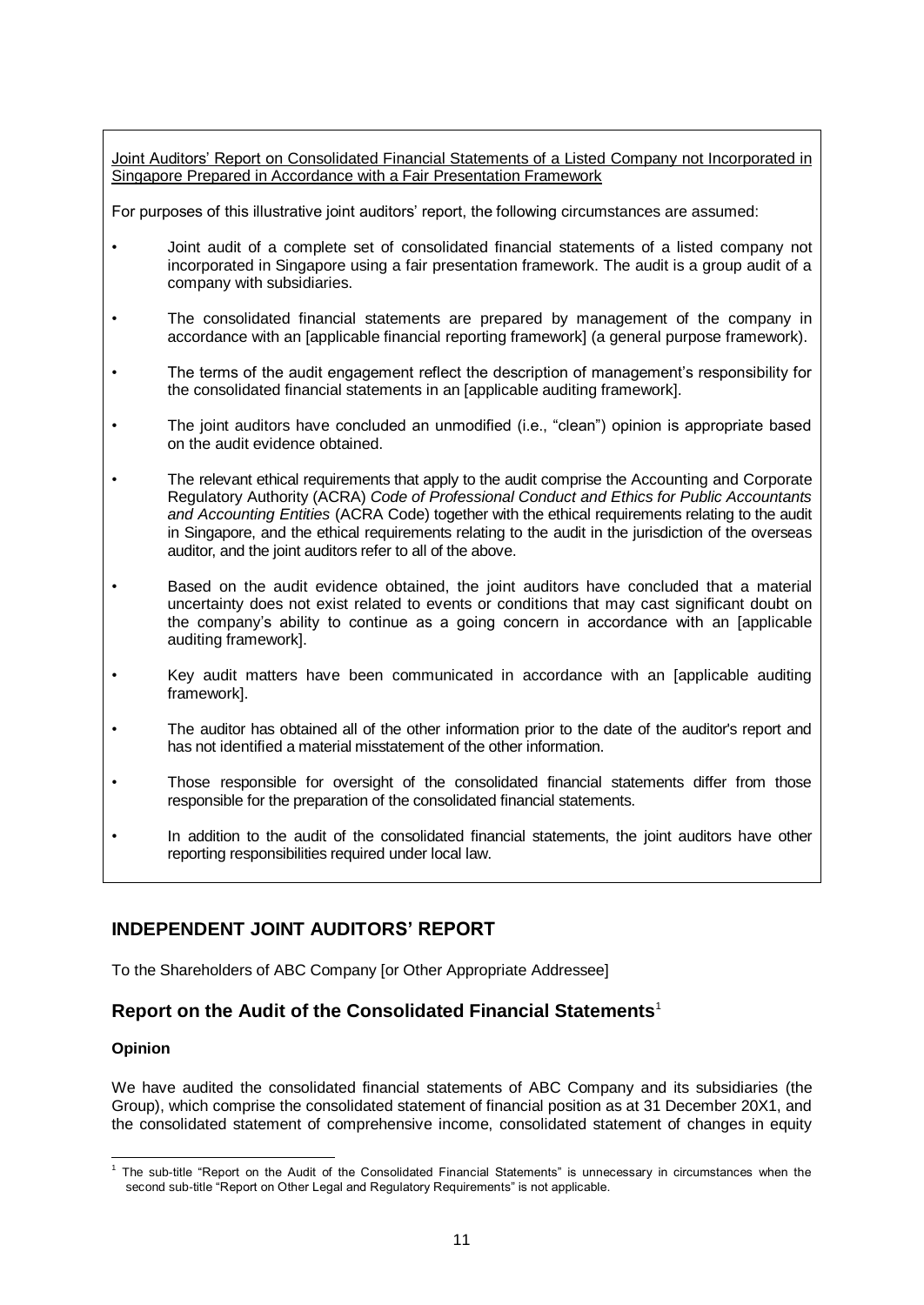Joint Auditors' Report on Consolidated Financial Statements of a Listed Company not Incorporated in Singapore Prepared in Accordance with a Fair Presentation Framework

For purposes of this illustrative joint auditors' report, the following circumstances are assumed:

- Joint audit of a complete set of consolidated financial statements of a listed company not incorporated in Singapore using a fair presentation framework. The audit is a group audit of a company with subsidiaries.
- The consolidated financial statements are prepared by management of the company in accordance with an [applicable financial reporting framework] (a general purpose framework).
- The terms of the audit engagement reflect the description of management's responsibility for the consolidated financial statements in an [applicable auditing framework].
- The joint auditors have concluded an unmodified (i.e., "clean") opinion is appropriate based on the audit evidence obtained.
- The relevant ethical requirements that apply to the audit comprise the Accounting and Corporate Regulatory Authority (ACRA) *Code of Professional Conduct and Ethics for Public Accountants and Accounting Entities* (ACRA Code) together with the ethical requirements relating to the audit in Singapore, and the ethical requirements relating to the audit in the jurisdiction of the overseas auditor, and the joint auditors refer to all of the above.
- Based on the audit evidence obtained, the joint auditors have concluded that a material uncertainty does not exist related to events or conditions that may cast significant doubt on the company's ability to continue as a going concern in accordance with an [applicable auditing framework].
- Key audit matters have been communicated in accordance with an [applicable auditing framework].
- The auditor has obtained all of the other information prior to the date of the auditor's report and has not identified a material misstatement of the other information.
- Those responsible for oversight of the consolidated financial statements differ from those responsible for the preparation of the consolidated financial statements.
- In addition to the audit of the consolidated financial statements, the joint auditors have other reporting responsibilities required under local law.

## INDEPENDENT JOINT AUDITORS' REPORT

To the Shareholders of ABC Company [or Other Appropriate Addressee]

## Report on the Audit of the Consolidated Financial Statements[1]

### Opinion

We have audited the consolidated financial statements of ABC Company and its subsidiaries (the Group), which comprise the consolidated statement of financial position as at 31 December 20X1, and the consolidated statement of comprehensive income, consolidated statement of changes in equity

[1] The sub-title "Report on the Audit of the Consolidated Financial Statements" is unnecessary in circumstances when the second sub-title "Report on Other Legal and Regulatory Requirements" is not applicable.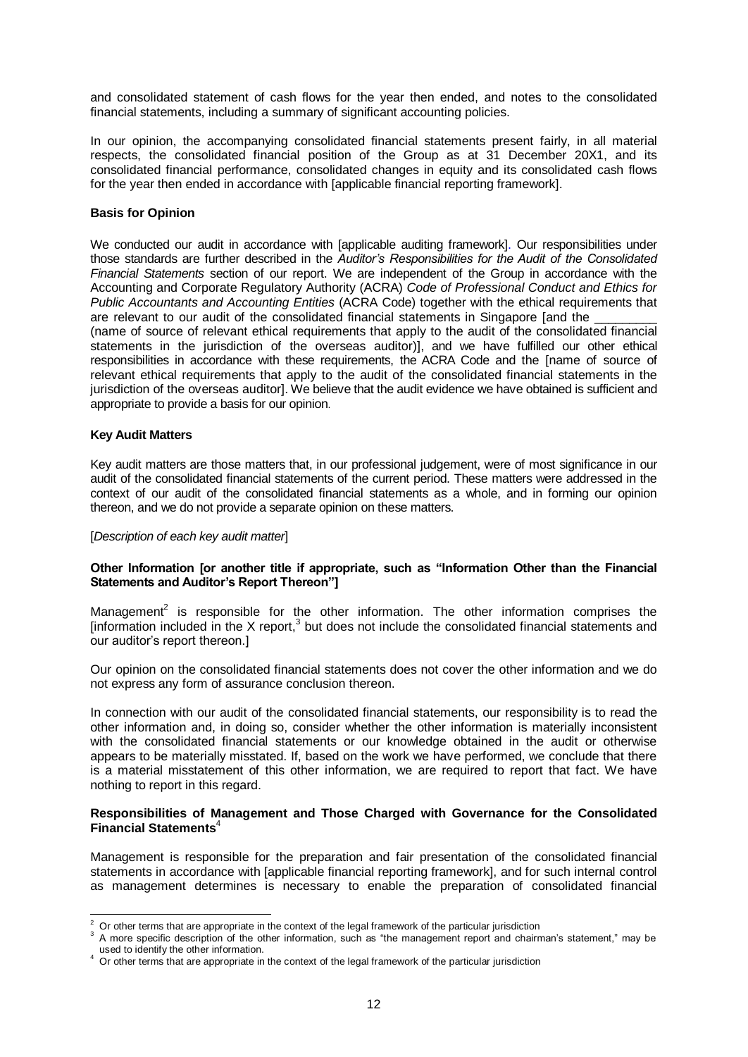and consolidated statement of cash flows for the year then ended, and notes to the consolidated financial statements, including a summary of significant accounting policies.

In our opinion, the accompanying consolidated financial statements present fairly, in all material respects, the consolidated financial position of the Group as at 31 December 20X1, and its consolidated financial performance, consolidated changes in equity and its consolidated cash flows for the year then ended in accordance with [applicable financial reporting framework].

**Basis for Opinion**

We conducted our audit in accordance with [applicable auditing framework]. Our responsibilities under those standards are further described in the *Auditor's Responsibilities for the Audit of the Consolidated Financial Statements* section of our report. We are independent of the Group in accordance with the Accounting and Corporate Regulatory Authority (ACRA) *Code of Professional Conduct and Ethics for Public Accountants and Accounting Entities* (ACRA Code) together with the ethical requirements that are relevant to our audit of the consolidated financial statements in Singapore [and the \_\_\_\_\_\_\_\_\_ (name of source of relevant ethical requirements that apply to the audit of the consolidated financial statements in the jurisdiction of the overseas auditor)], and we have fulfilled our other ethical responsibilities in accordance with these requirements, the ACRA Code and the [name of source of relevant ethical requirements that apply to the audit of the consolidated financial statements in the jurisdiction of the overseas auditor]. We believe that the audit evidence we have obtained is sufficient and appropriate to provide a basis for our opinion.

**Key Audit Matters**

Key audit matters are those matters that, in our professional judgement, were of most significance in our audit of the consolidated financial statements of the current period. These matters were addressed in the context of our audit of the consolidated financial statements as a whole, and in forming our opinion thereon, and we do not provide a separate opinion on these matters.

[*Description of each key audit matter*]

**Other Information [or another title if appropriate, such as "Information Other than the Financial Statements and Auditor's Report Thereon"]**

Management[2] is responsible for the other information. The other information comprises the [information included in the X report,[3] but does not include the consolidated financial statements and our auditor's report thereon.]

Our opinion on the consolidated financial statements does not cover the other information and we do not express any form of assurance conclusion thereon.

In connection with our audit of the consolidated financial statements, our responsibility is to read the other information and, in doing so, consider whether the other information is materially inconsistent with the consolidated financial statements or our knowledge obtained in the audit or otherwise appears to be materially misstated. If, based on the work we have performed, we conclude that there is a material misstatement of this other information, we are required to report that fact. We have nothing to report in this regard.

**Responsibilities of Management and Those Charged with Governance for the Consolidated Financial Statements**[4]

Management is responsible for the preparation and fair presentation of the consolidated financial statements in accordance with [applicable financial reporting framework], and for such internal control as management determines is necessary to enable the preparation of consolidated financial

---

[2] Or other terms that are appropriate in the context of the legal framework of the particular jurisdiction

[3] A more specific description of the other information, such as "the management report and chairman's statement," may be used to identify the other information.

[4] Or other terms that are appropriate in the context of the legal framework of the particular jurisdiction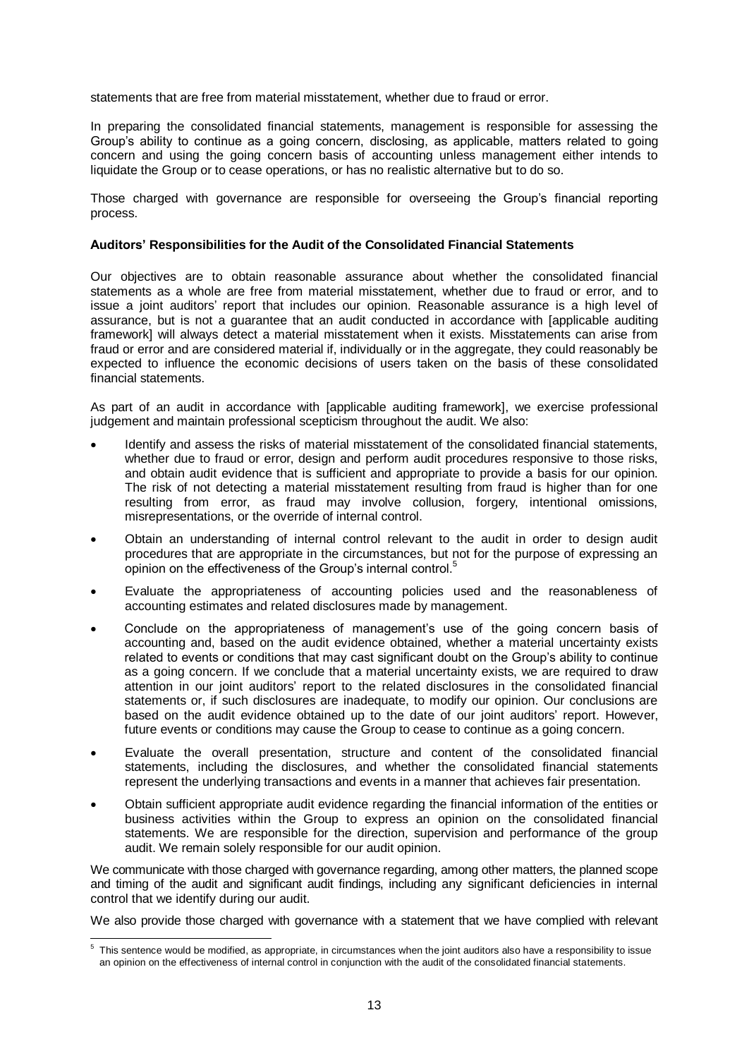statements that are free from material misstatement, whether due to fraud or error.

In preparing the consolidated financial statements, management is responsible for assessing the Group's ability to continue as a going concern, disclosing, as applicable, matters related to going concern and using the going concern basis of accounting unless management either intends to liquidate the Group or to cease operations, or has no realistic alternative but to do so.

Those charged with governance are responsible for overseeing the Group's financial reporting process.

**Auditors' Responsibilities for the Audit of the Consolidated Financial Statements**

Our objectives are to obtain reasonable assurance about whether the consolidated financial statements as a whole are free from material misstatement, whether due to fraud or error, and to issue a joint auditors' report that includes our opinion. Reasonable assurance is a high level of assurance, but is not a guarantee that an audit conducted in accordance with [applicable auditing framework] will always detect a material misstatement when it exists. Misstatements can arise from fraud or error and are considered material if, individually or in the aggregate, they could reasonably be expected to influence the economic decisions of users taken on the basis of these consolidated financial statements.

As part of an audit in accordance with [applicable auditing framework], we exercise professional judgement and maintain professional scepticism throughout the audit. We also:

- Identify and assess the risks of material misstatement of the consolidated financial statements, whether due to fraud or error, design and perform audit procedures responsive to those risks, and obtain audit evidence that is sufficient and appropriate to provide a basis for our opinion. The risk of not detecting a material misstatement resulting from fraud is higher than for one resulting from error, as fraud may involve collusion, forgery, intentional omissions, misrepresentations, or the override of internal control.
- Obtain an understanding of internal control relevant to the audit in order to design audit procedures that are appropriate in the circumstances, but not for the purpose of expressing an opinion on the effectiveness of the Group's internal control.[5]
- Evaluate the appropriateness of accounting policies used and the reasonableness of accounting estimates and related disclosures made by management.
- Conclude on the appropriateness of management's use of the going concern basis of accounting and, based on the audit evidence obtained, whether a material uncertainty exists related to events or conditions that may cast significant doubt on the Group's ability to continue as a going concern. If we conclude that a material uncertainty exists, we are required to draw attention in our joint auditors' report to the related disclosures in the consolidated financial statements or, if such disclosures are inadequate, to modify our opinion. Our conclusions are based on the audit evidence obtained up to the date of our joint auditors' report. However, future events or conditions may cause the Group to cease to continue as a going concern.
- Evaluate the overall presentation, structure and content of the consolidated financial statements, including the disclosures, and whether the consolidated financial statements represent the underlying transactions and events in a manner that achieves fair presentation.
- Obtain sufficient appropriate audit evidence regarding the financial information of the entities or business activities within the Group to express an opinion on the consolidated financial statements. We are responsible for the direction, supervision and performance of the group audit. We remain solely responsible for our audit opinion.

We communicate with those charged with governance regarding, among other matters, the planned scope and timing of the audit and significant audit findings, including any significant deficiencies in internal control that we identify during our audit.

We also provide those charged with governance with a statement that we have complied with relevant

[5] This sentence would be modified, as appropriate, in circumstances when the joint auditors also have a responsibility to issue an opinion on the effectiveness of internal control in conjunction with the audit of the consolidated financial statements.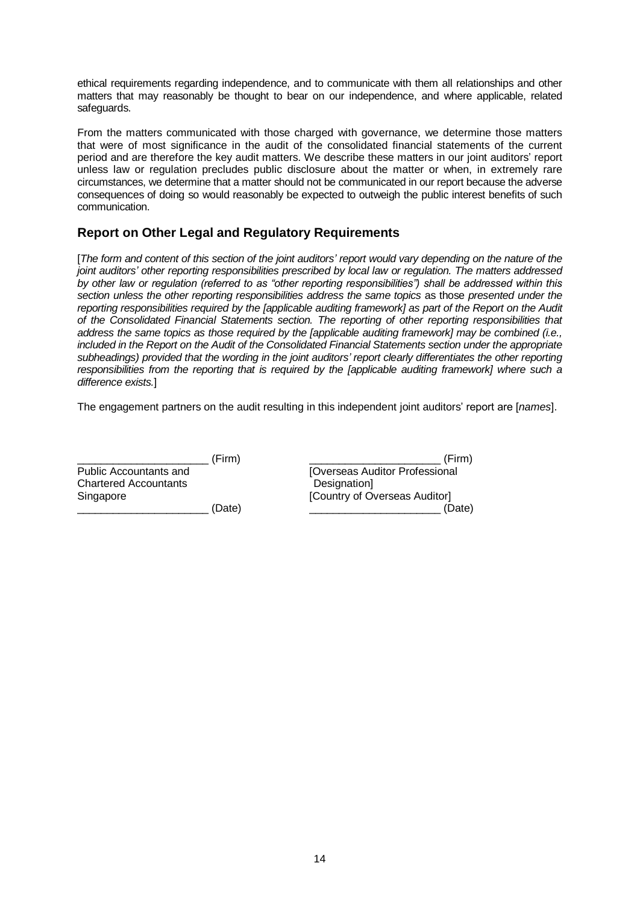ethical requirements regarding independence, and to communicate with them all relationships and other matters that may reasonably be thought to bear on our independence, and where applicable, related safeguards.

From the matters communicated with those charged with governance, we determine those matters that were of most significance in the audit of the consolidated financial statements of the current period and are therefore the key audit matters. We describe these matters in our joint auditors' report unless law or regulation precludes public disclosure about the matter or when, in extremely rare circumstances, we determine that a matter should not be communicated in our report because the adverse consequences of doing so would reasonably be expected to outweigh the public interest benefits of such communication.

## Report on Other Legal and Regulatory Requirements

[*The form and content of this section of the joint auditors' report would vary depending on the nature of the joint auditors' other reporting responsibilities prescribed by local law or regulation. The matters addressed by other law or regulation (referred to as "other reporting responsibilities") shall be addressed within this section unless the other reporting responsibilities address the same topics* as those *presented under the reporting responsibilities required by the [applicable auditing framework] as part of the Report on the Audit of the Consolidated Financial Statements section. The reporting of other reporting responsibilities that address the same topics as those required by the [applicable auditing framework] may be combined (i.e., included in the Report on the Audit of the Consolidated Financial Statements section under the appropriate subheadings) provided that the wording in the joint auditors' report clearly differentiates the other reporting responsibilities from the reporting that is required by the [applicable auditing framework] where such a difference exists.*]

The engagement partners on the audit resulting in this independent joint auditors' report are [*names*].

_____________________ (Firm)
Public Accountants and
Chartered Accountants
Singapore
_____________________ (Date)

_____________________ (Firm)
[Overseas Auditor Professional Designation]
[Country of Overseas Auditor]
_____________________ (Date)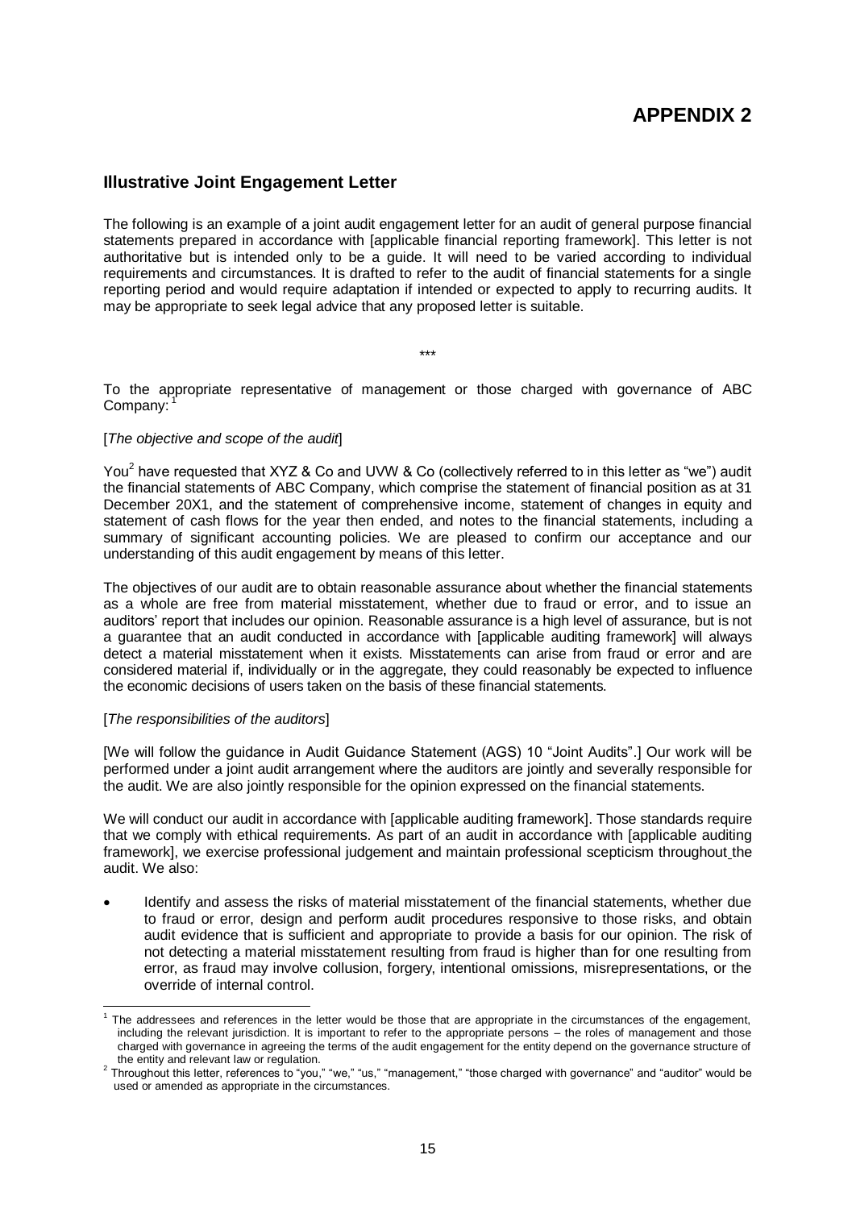# APPENDIX 2

## Illustrative Joint Engagement Letter

The following is an example of a joint audit engagement letter for an audit of general purpose financial statements prepared in accordance with [applicable financial reporting framework]. This letter is not authoritative but is intended only to be a guide. It will need to be varied according to individual requirements and circumstances. It is drafted to refer to the audit of financial statements for a single reporting period and would require adaptation if intended or expected to apply to recurring audits. It may be appropriate to seek legal advice that any proposed letter is suitable.

\*\*\*

To the appropriate representative of management or those charged with governance of ABC Company:[1]

[*The objective and scope of the audit*]

You[2] have requested that XYZ & Co and UVW & Co (collectively referred to in this letter as "we") audit the financial statements of ABC Company, which comprise the statement of financial position as at 31 December 20X1, and the statement of comprehensive income, statement of changes in equity and statement of cash flows for the year then ended, and notes to the financial statements, including a summary of significant accounting policies. We are pleased to confirm our acceptance and our understanding of this audit engagement by means of this letter.

The objectives of our audit are to obtain reasonable assurance about whether the financial statements as a whole are free from material misstatement, whether due to fraud or error, and to issue an auditors' report that includes our opinion. Reasonable assurance is a high level of assurance, but is not a guarantee that an audit conducted in accordance with [applicable auditing framework] will always detect a material misstatement when it exists. Misstatements can arise from fraud or error and are considered material if, individually or in the aggregate, they could reasonably be expected to influence the economic decisions of users taken on the basis of these financial statements.

[*The responsibilities of the auditors*]

[We will follow the guidance in Audit Guidance Statement (AGS) 10 "Joint Audits".] Our work will be performed under a joint audit arrangement where the auditors are jointly and severally responsible for the audit. We are also jointly responsible for the opinion expressed on the financial statements.

We will conduct our audit in accordance with [applicable auditing framework]. Those standards require that we comply with ethical requirements. As part of an audit in accordance with [applicable auditing framework], we exercise professional judgement and maintain professional scepticism throughout the audit. We also:

- Identify and assess the risks of material misstatement of the financial statements, whether due to fraud or error, design and perform audit procedures responsive to those risks, and obtain audit evidence that is sufficient and appropriate to provide a basis for our opinion. The risk of not detecting a material misstatement resulting from fraud is higher than for one resulting from error, as fraud may involve collusion, forgery, intentional omissions, misrepresentations, or the override of internal control.

---

[1] The addressees and references in the letter would be those that are appropriate in the circumstances of the engagement, including the relevant jurisdiction. It is important to refer to the appropriate persons – the roles of management and those charged with governance in agreeing the terms of the audit engagement for the entity depend on the governance structure of the entity and relevant law or regulation.

[2] Throughout this letter, references to "you," "we," "us," "management," "those charged with governance" and "auditor" would be used or amended as appropriate in the circumstances.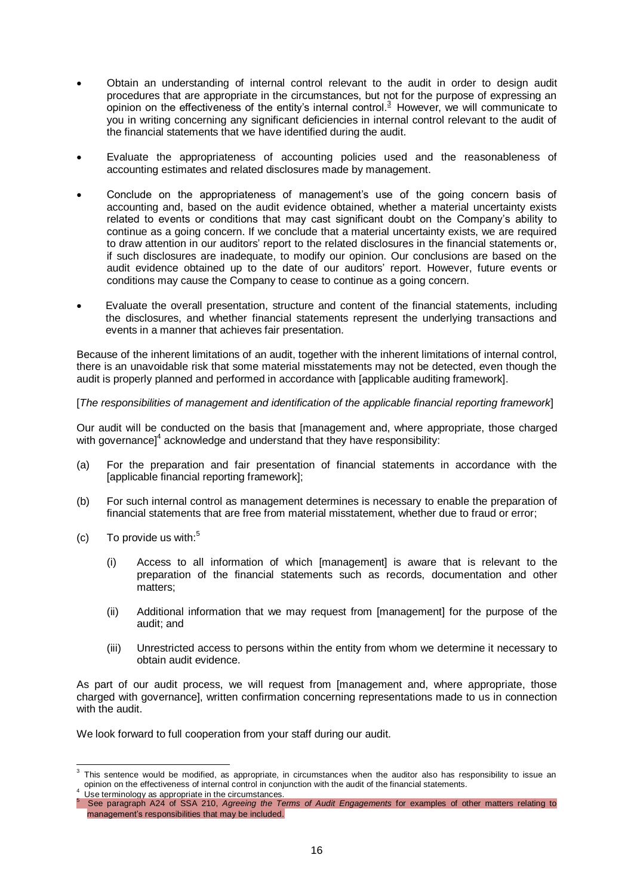- Obtain an understanding of internal control relevant to the audit in order to design audit procedures that are appropriate in the circumstances, but not for the purpose of expressing an opinion on the effectiveness of the entity's internal control.[3] However, we will communicate to you in writing concerning any significant deficiencies in internal control relevant to the audit of the financial statements that we have identified during the audit.

- Evaluate the appropriateness of accounting policies used and the reasonableness of accounting estimates and related disclosures made by management.

- Conclude on the appropriateness of management's use of the going concern basis of accounting and, based on the audit evidence obtained, whether a material uncertainty exists related to events or conditions that may cast significant doubt on the Company's ability to continue as a going concern. If we conclude that a material uncertainty exists, we are required to draw attention in our auditors' report to the related disclosures in the financial statements or, if such disclosures are inadequate, to modify our opinion. Our conclusions are based on the audit evidence obtained up to the date of our auditors' report. However, future events or conditions may cause the Company to cease to continue as a going concern.

- Evaluate the overall presentation, structure and content of the financial statements, including the disclosures, and whether financial statements represent the underlying transactions and events in a manner that achieves fair presentation.

Because of the inherent limitations of an audit, together with the inherent limitations of internal control, there is an unavoidable risk that some material misstatements may not be detected, even though the audit is properly planned and performed in accordance with [applicable auditing framework].

[*The responsibilities of management and identification of the applicable financial reporting framework*]

Our audit will be conducted on the basis that [management and, where appropriate, those charged with governance][4] acknowledge and understand that they have responsibility:

(a) For the preparation and fair presentation of financial statements in accordance with the [applicable financial reporting framework];

(b) For such internal control as management determines is necessary to enable the preparation of financial statements that are free from material misstatement, whether due to fraud or error;

(c) To provide us with:[5]

  (i) Access to all information of which [management] is aware that is relevant to the preparation of the financial statements such as records, documentation and other matters;

  (ii) Additional information that we may request from [management] for the purpose of the audit; and

  (iii) Unrestricted access to persons within the entity from whom we determine it necessary to obtain audit evidence.

As part of our audit process, we will request from [management and, where appropriate, those charged with governance], written confirmation concerning representations made to us in connection with the audit.

We look forward to full cooperation from your staff during our audit.

---

[3] This sentence would be modified, as appropriate, in circumstances when the auditor also has responsibility to issue an opinion on the effectiveness of internal control in conjunction with the audit of the financial statements.

[4] Use terminology as appropriate in the circumstances.

[5] See paragraph A24 of SSA 210, *Agreeing the Terms of Audit Engagements* for examples of other matters relating to management's responsibilities that may be included.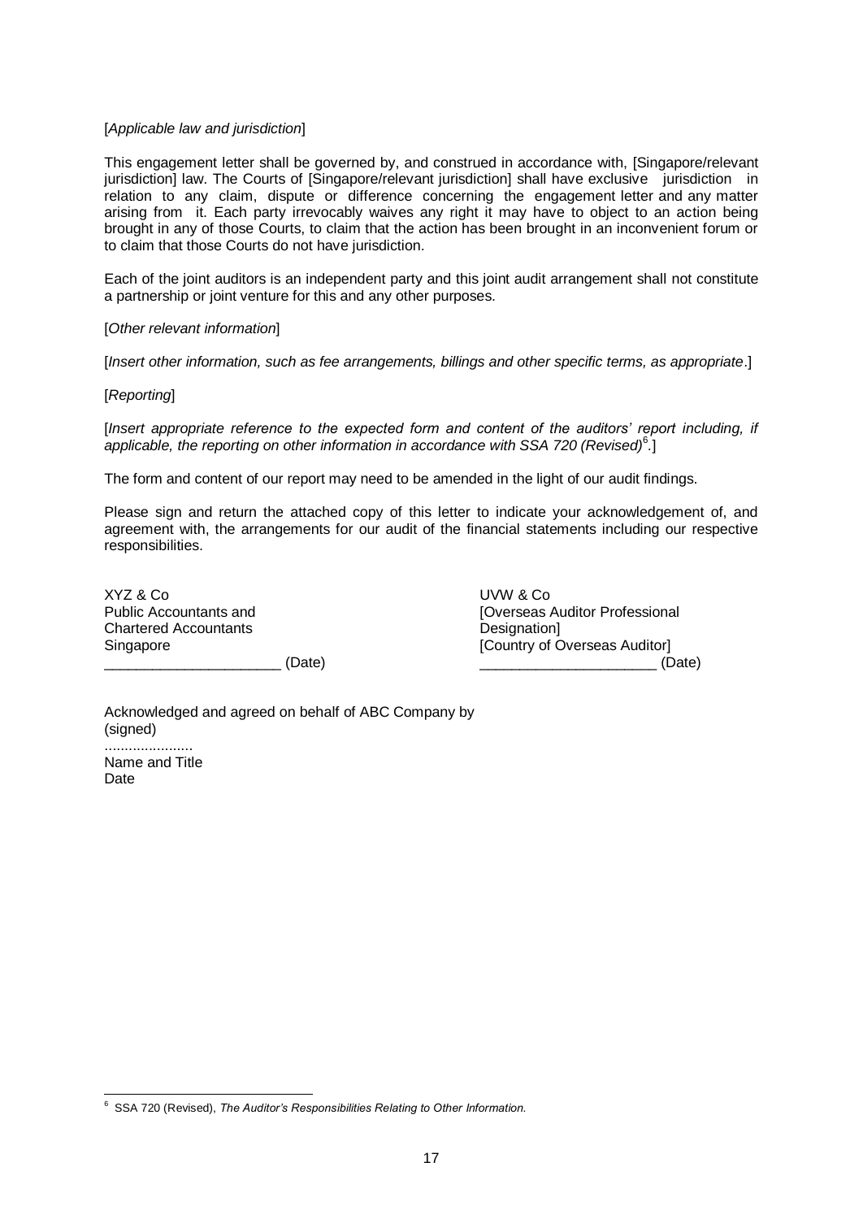[*Applicable law and jurisdiction*]

This engagement letter shall be governed by, and construed in accordance with, [Singapore/relevant jurisdiction] law. The Courts of [Singapore/relevant jurisdiction] shall have exclusive jurisdiction in relation to any claim, dispute or difference concerning the engagement letter and any matter arising from it. Each party irrevocably waives any right it may have to object to an action being brought in any of those Courts, to claim that the action has been brought in an inconvenient forum or to claim that those Courts do not have jurisdiction.

Each of the joint auditors is an independent party and this joint audit arrangement shall not constitute a partnership or joint venture for this and any other purposes.

[*Other relevant information*]

[*Insert other information, such as fee arrangements, billings and other specific terms, as appropriate*.]

[*Reporting*]

[*Insert appropriate reference to the expected form and content of the auditors' report including, if applicable, the reporting on other information in accordance with SSA 720 (Revised)*[6].]

The form and content of our report may need to be amended in the light of our audit findings.

Please sign and return the attached copy of this letter to indicate your acknowledgement of, and agreement with, the arrangements for our audit of the financial statements including our respective responsibilities.

XYZ & Co
Public Accountants and
Chartered Accountants
Singapore
_____________________ (Date)

UVW & Co
[Overseas Auditor Professional Designation]
[Country of Overseas Auditor]
_____________________ (Date)

Acknowledged and agreed on behalf of ABC Company by
(signed)
......................
Name and Title
Date

---

[6] SSA 720 (Revised), *The Auditor's Responsibilities Relating to Other Information.*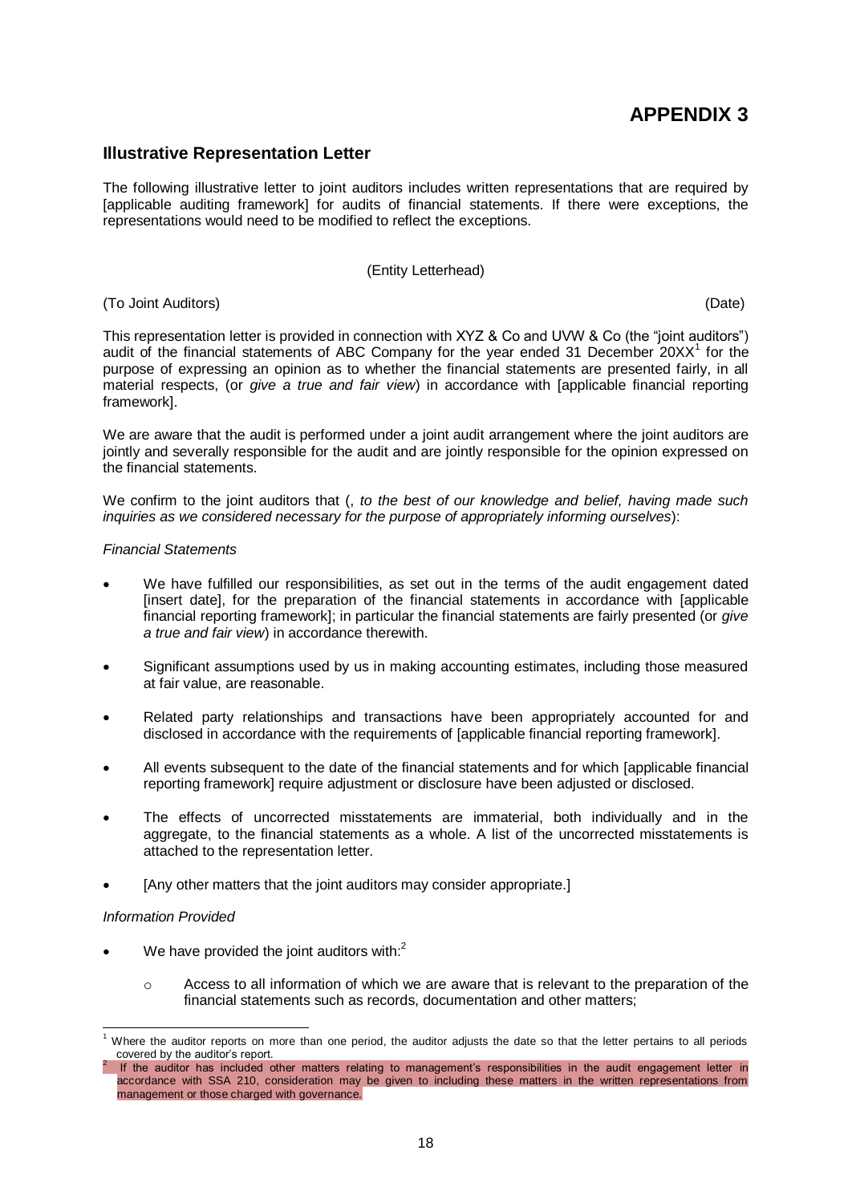# APPENDIX 3

## Illustrative Representation Letter

The following illustrative letter to joint auditors includes written representations that are required by [applicable auditing framework] for audits of financial statements. If there were exceptions, the representations would need to be modified to reflect the exceptions.

(Entity Letterhead)

(To Joint Auditors) (Date)

This representation letter is provided in connection with XYZ & Co and UVW & Co (the "joint auditors") audit of the financial statements of ABC Company for the year ended 31 December 20XX[1] for the purpose of expressing an opinion as to whether the financial statements are presented fairly, in all material respects, (or *give a true and fair view*) in accordance with [applicable financial reporting framework].

We are aware that the audit is performed under a joint audit arrangement where the joint auditors are jointly and severally responsible for the audit and are jointly responsible for the opinion expressed on the financial statements.

We confirm to the joint auditors that (, *to the best of our knowledge and belief, having made such inquiries as we considered necessary for the purpose of appropriately informing ourselves*):

*Financial Statements*

- We have fulfilled our responsibilities, as set out in the terms of the audit engagement dated [insert date], for the preparation of the financial statements in accordance with [applicable financial reporting framework]; in particular the financial statements are fairly presented (or *give a true and fair view*) in accordance therewith.
- Significant assumptions used by us in making accounting estimates, including those measured at fair value, are reasonable.
- Related party relationships and transactions have been appropriately accounted for and disclosed in accordance with the requirements of [applicable financial reporting framework].
- All events subsequent to the date of the financial statements and for which [applicable financial reporting framework] require adjustment or disclosure have been adjusted or disclosed.
- The effects of uncorrected misstatements are immaterial, both individually and in the aggregate, to the financial statements as a whole. A list of the uncorrected misstatements is attached to the representation letter.
- [Any other matters that the joint auditors may consider appropriate.]

*Information Provided*

- We have provided the joint auditors with:[2]
  - Access to all information of which we are aware that is relevant to the preparation of the financial statements such as records, documentation and other matters;

---

[1] Where the auditor reports on more than one period, the auditor adjusts the date so that the letter pertains to all periods covered by the auditor's report.

[2] If the auditor has included other matters relating to management's responsibilities in the audit engagement letter in accordance with SSA 210, consideration may be given to including these matters in the written representations from management or those charged with governance.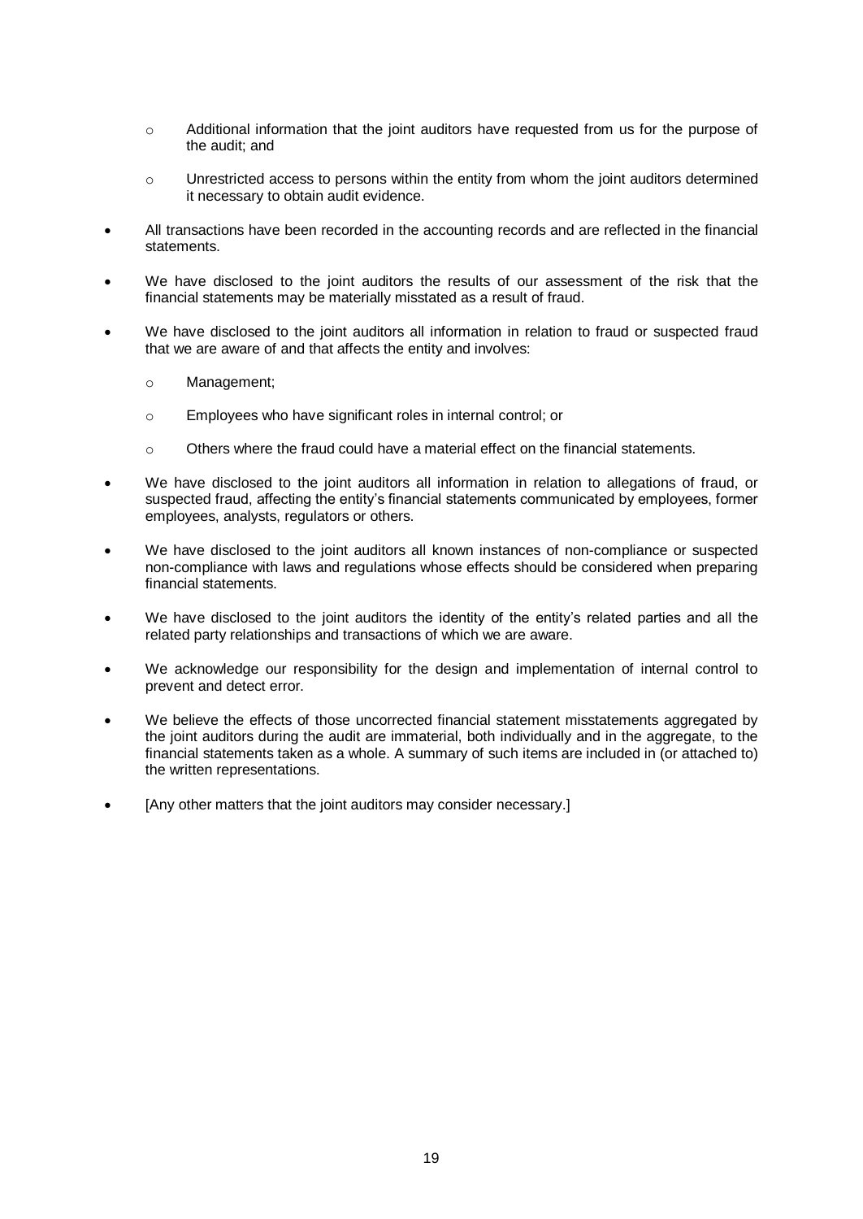- Additional information that the joint auditors have requested from us for the purpose of the audit; and
  - Unrestricted access to persons within the entity from whom the joint auditors determined it necessary to obtain audit evidence.
- All transactions have been recorded in the accounting records and are reflected in the financial statements.
- We have disclosed to the joint auditors the results of our assessment of the risk that the financial statements may be materially misstated as a result of fraud.
- We have disclosed to the joint auditors all information in relation to fraud or suspected fraud that we are aware of and that affects the entity and involves:
  - Management;
  - Employees who have significant roles in internal control; or
  - Others where the fraud could have a material effect on the financial statements.
- We have disclosed to the joint auditors all information in relation to allegations of fraud, or suspected fraud, affecting the entity's financial statements communicated by employees, former employees, analysts, regulators or others.
- We have disclosed to the joint auditors all known instances of non-compliance or suspected non-compliance with laws and regulations whose effects should be considered when preparing financial statements.
- We have disclosed to the joint auditors the identity of the entity's related parties and all the related party relationships and transactions of which we are aware.
- We acknowledge our responsibility for the design and implementation of internal control to prevent and detect error.
- We believe the effects of those uncorrected financial statement misstatements aggregated by the joint auditors during the audit are immaterial, both individually and in the aggregate, to the financial statements taken as a whole. A summary of such items are included in (or attached to) the written representations.
- [Any other matters that the joint auditors may consider necessary.]